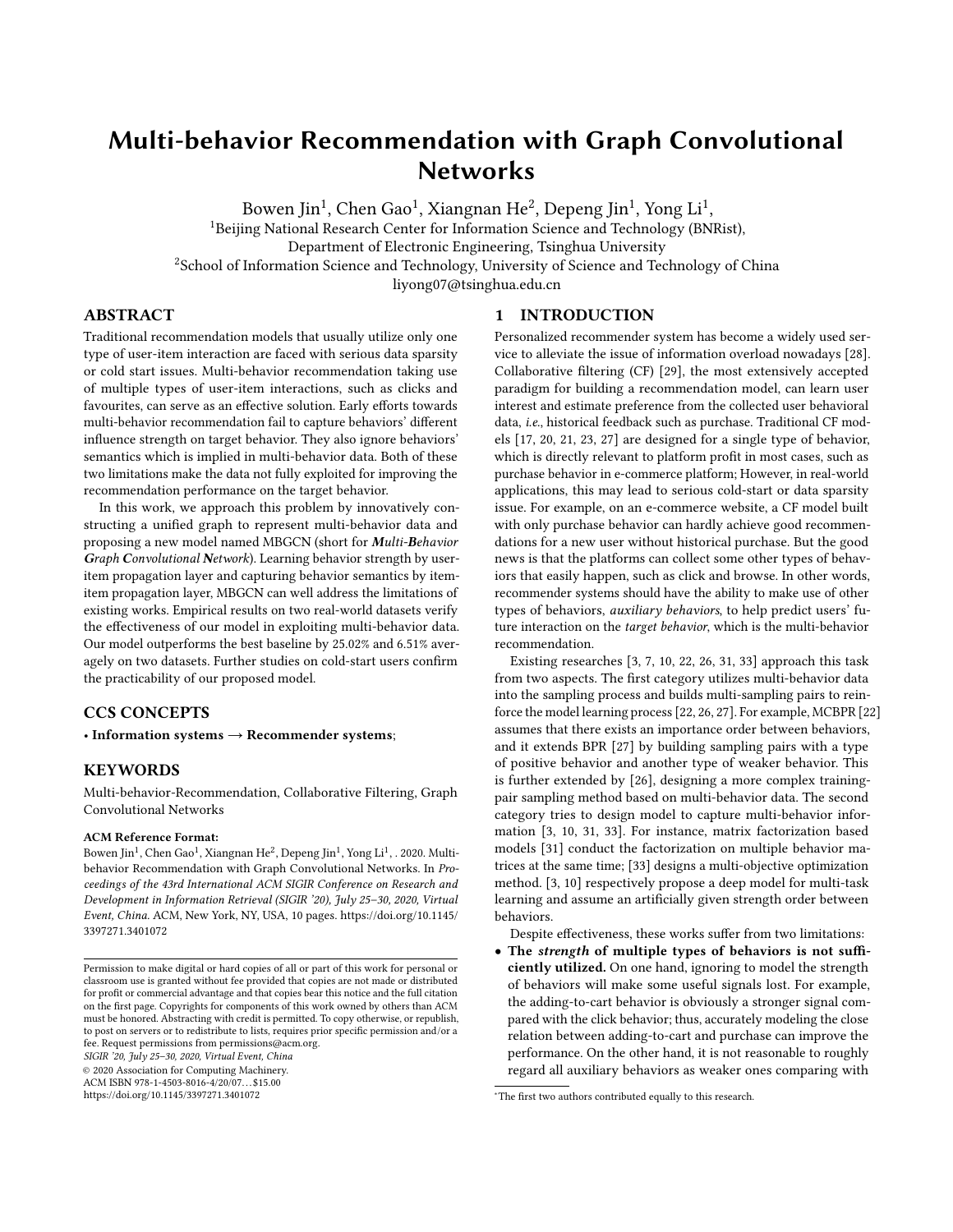# Multi-behavior Recommendation with Graph Convolutional Networks

Bowen Jin[1], Chen Gao[1], Xiangnan He[2], Depeng Jin[1], Yong Li[1],

[1]Beijing National Research Center for Information Science and Technology (BNRist),
Department of Electronic Engineering, Tsinghua University

[2]School of Information Science and Technology, University of Science and Technology of China

liyong07@tsinghua.edu.cn

## ABSTRACT

Traditional recommendation models that usually utilize only one type of user-item interaction are faced with serious data sparsity or cold start issues. Multi-behavior recommendation taking use of multiple types of user-item interactions, such as clicks and favourites, can serve as an effective solution. Early efforts towards multi-behavior recommendation fail to capture behaviors' different influence strength on target behavior. They also ignore behaviors' semantics which is implied in multi-behavior data. Both of these two limitations make the data not fully exploited for improving the recommendation performance on the target behavior.

In this work, we approach this problem by innovatively constructing a unified graph to represent multi-behavior data and proposing a new model named MBGCN (short for ***M**ulti-**B**ehavior **G**raph **C**onvolutional **N**etwork*). Learning behavior strength by user-item propagation layer and capturing behavior semantics by item-item propagation layer, MBGCN can well address the limitations of existing works. Empirical results on two real-world datasets verify the effectiveness of our model in exploiting multi-behavior data. Our model outperforms the best baseline by 25.02% and 6.51% averagely on two datasets. Further studies on cold-start users confirm the practicability of our proposed model.

## CCS CONCEPTS

• **Information systems** → **Recommender systems**;

## KEYWORDS

Multi-behavior-Recommendation, Collaborative Filtering, Graph Convolutional Networks

**ACM Reference Format:**

Bowen Jin[1], Chen Gao[1], Xiangnan He[2], Depeng Jin[1], Yong Li[1], . 2020. Multi-behavior Recommendation with Graph Convolutional Networks. In *Proceedings of the 43rd International ACM SIGIR Conference on Research and Development in Information Retrieval (SIGIR '20), July 25–30, 2020, Virtual Event, China.* ACM, New York, NY, USA, 10 pages. https://doi.org/10.1145/3397271.3401072

Permission to make digital or hard copies of all or part of this work for personal or classroom use is granted without fee provided that copies are not made or distributed for profit or commercial advantage and that copies bear this notice and the full citation on the first page. Copyrights for components of this work owned by others than ACM must be honored. Abstracting with credit is permitted. To copy otherwise, or republish, to post on servers or to redistribute to lists, requires prior specific permission and/or a fee. Request permissions from permissions@acm.org.

*SIGIR '20, July 25–30, 2020, Virtual Event, China*

© 2020 Association for Computing Machinery.

ACM ISBN 978-1-4503-8016-4/20/07...$15.00

https://doi.org/10.1145/3397271.3401072

## 1 INTRODUCTION

Personalized recommender system has become a widely used service to alleviate the issue of information overload nowadays [28]. Collaborative filtering (CF) [29], the most extensively accepted paradigm for building a recommendation model, can learn user interest and estimate preference from the collected user behavioral data, *i.e.*, historical feedback such as purchase. Traditional CF models [17, 20, 21, 23, 27] are designed for a single type of behavior, which is directly relevant to platform profit in most cases, such as purchase behavior in e-commerce platform; However, in real-world applications, this may lead to serious cold-start or data sparsity issue. For example, on an e-commerce website, a CF model built with only purchase behavior can hardly achieve good recommendations for a new user without historical purchase. But the good news is that the platforms can collect some other types of behaviors that easily happen, such as click and browse. In other words, recommender systems should have the ability to make use of other types of behaviors, *auxiliary behaviors*, to help predict users' future interaction on the *target behavior*, which is the multi-behavior recommendation.

Existing researches [3, 7, 10, 22, 26, 31, 33] approach this task from two aspects. The first category utilizes multi-behavior data into the sampling process and builds multi-sampling pairs to reinforce the model learning process [22, 26, 27]. For example, MCBPR [22] assumes that there exists an importance order between behaviors, and it extends BPR [27] by building sampling pairs with a type of positive behavior and another type of weaker behavior. This is further extended by [26], designing a more complex training-pair sampling method based on multi-behavior data. The second category tries to design model to capture multi-behavior information [3, 10, 31, 33]. For instance, matrix factorization based models [31] conduct the factorization on multiple behavior matrices at the same time; [33] designs a multi-objective optimization method. [3, 10] respectively propose a deep model for multi-task learning and assume an artificially given strength order between behaviors.

Despite effectiveness, these works suffer from two limitations:

- **The *strength* of multiple types of behaviors is not sufficiently utilized.** On one hand, ignoring to model the strength of behaviors will make some useful signals lost. For example, the adding-to-cart behavior is obviously a stronger signal compared with the click behavior; thus, accurately modeling the close relation between adding-to-cart and purchase can improve the performance. On the other hand, it is not reasonable to roughly regard all auxiliary behaviors as weaker ones comparing with

*The first two authors contributed equally to this research.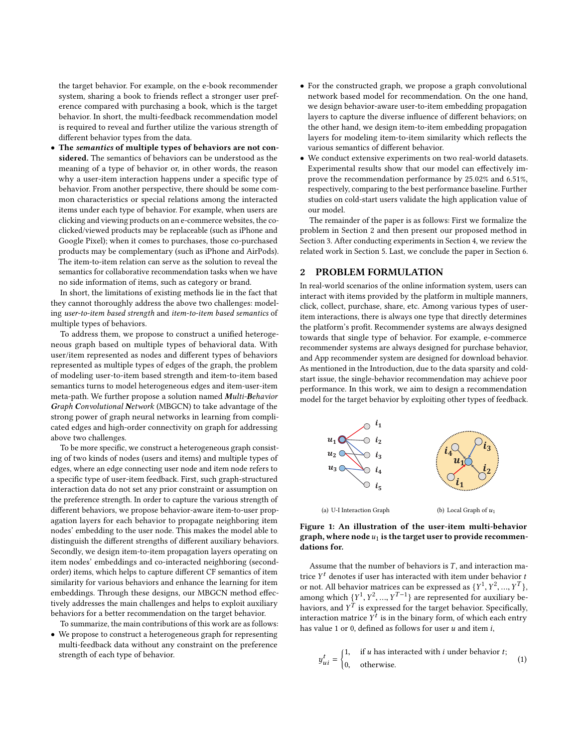the target behavior. For example, on the e-book recommender system, sharing a book to friends reflect a stronger user preference compared with purchasing a book, which is the target behavior. In short, the multi-feedback recommendation model is required to reveal and further utilize the various strength of different behavior types from the data.

- **The *semantics* of multiple types of behaviors are not considered.** The semantics of behaviors can be understood as the meaning of a type of behavior or, in other words, the reason why a user-item interaction happens under a specific type of behavior. From another perspective, there should be some common characteristics or special relations among the interacted items under each type of behavior. For example, when users are clicking and viewing products on an e-commerce websites, the co-clicked/viewed products may be replaceable (such as iPhone and Google Pixel); when it comes to purchases, those co-purchased products may be complementary (such as iPhone and AirPods). The item-to-item relation can serve as the solution to reveal the semantics for collaborative recommendation tasks when we have no side information of items, such as category or brand.

In short, the limitations of existing methods lie in the fact that they cannot thoroughly address the above two challenges: modeling *user-to-item based strength* and *item-to-item based semantics* of multiple types of behaviors.

To address them, we propose to construct a unified heterogeneous graph based on multiple types of behavioral data. With user/item represented as nodes and different types of behaviors represented as multiple types of edges of the graph, the problem of modeling user-to-item based strength and item-to-item based semantics turns to model heterogeneous edges and item-user-item meta-path. We further propose a solution named ***M**ulti-**B**ehavior **G**raph **C**onvolutional **N**etwork* (MBGCN) to take advantage of the strong power of graph neural networks in learning from complicated edges and high-order connectivity on graph for addressing above two challenges.

To be more specific, we construct a heterogeneous graph consisting of two kinds of nodes (users and items) and multiple types of edges, where an edge connecting user node and item node refers to a specific type of user-item feedback. First, such graph-structured interaction data do not set any prior constraint or assumption on the preference strength. In order to capture the various strength of different behaviors, we propose behavior-aware item-to-user propagation layers for each behavior to propagate neighboring item nodes' embedding to the user node. This makes the model able to distinguish the different strengths of different auxiliary behaviors. Secondly, we design item-to-item propagation layers operating on item nodes' embeddings and co-interacted neighboring (second-order) items, which helps to capture different CF semantics of item similarity for various behaviors and enhance the learning for item embeddings. Through these designs, our MBGCN method effectively addresses the main challenges and helps to exploit auxiliary behaviors for a better recommendation on the target behavior.

To summarize, the main contributions of this work are as follows:

- We propose to construct a heterogeneous graph for representing multi-feedback data without any constraint on the preference strength of each type of behavior.
- For the constructed graph, we propose a graph convolutional network based model for recommendation. On the one hand, we design behavior-aware user-to-item embedding propagation layers to capture the diverse influence of different behaviors; on the other hand, we design item-to-item embedding propagation layers for modeling item-to-item similarity which reflects the various semantics of different behavior.
- We conduct extensive experiments on two real-world datasets. Experimental results show that our model can effectively improve the recommendation performance by 25.02% and 6.51%, respectively, comparing to the best performance baseline. Further studies on cold-start users validate the high application value of our model.

The remainder of the paper is as follows: First we formalize the problem in Section 2 and then present our proposed method in Section 3. After conducting experiments in Section 4, we review the related work in Section 5. Last, we conclude the paper in Section 6.

## 2 PROBLEM FORMULATION

In real-world scenarios of the online information system, users can interact with items provided by the platform in multiple manners, click, collect, purchase, share, etc. Among various types of user-item interactions, there is always one type that directly determines the platform's profit. Recommender systems are always designed towards that single type of behavior. For example, e-commerce recommender systems are always designed for purchase behavior, and App recommender system are designed for download behavior. As mentioned in the Introduction, due to the data sparsity and cold-start issue, the single-behavior recommendation may achieve poor performance. In this work, we aim to design a recommendation model for the target behavior by exploiting other types of feedback.

(a) U-I Interaction Graph

(b) Local Graph of $u_1$

**Figure 1: An illustration of the user-item multi-behavior graph, where node $u_1$ is the target user to provide recommendations for.**

Assume that the number of behaviors is $T$, and interaction matrice $Y^t$ denotes if user has interacted with item under behavior $t$ or not. All behavior matrices can be expressed as $\{Y^1, Y^2, ..., Y^T\}$, among which $\{Y^1, Y^2, ..., Y^{T-1}\}$ are represented for auxiliary behaviors, and $Y^T$ is expressed for the target behavior. Specifically, interaction matrice $Y^t$ is in the binary form, of which each entry has value 1 or 0, defined as follows for user $u$ and item $i$,

$$
y_{ui}^t = \begin{cases} 1, & \text{if } u \text{ has interacted with } i \text{ under behavior } t; \\ 0, & \text{otherwise.} \end{cases} \tag{1}
$$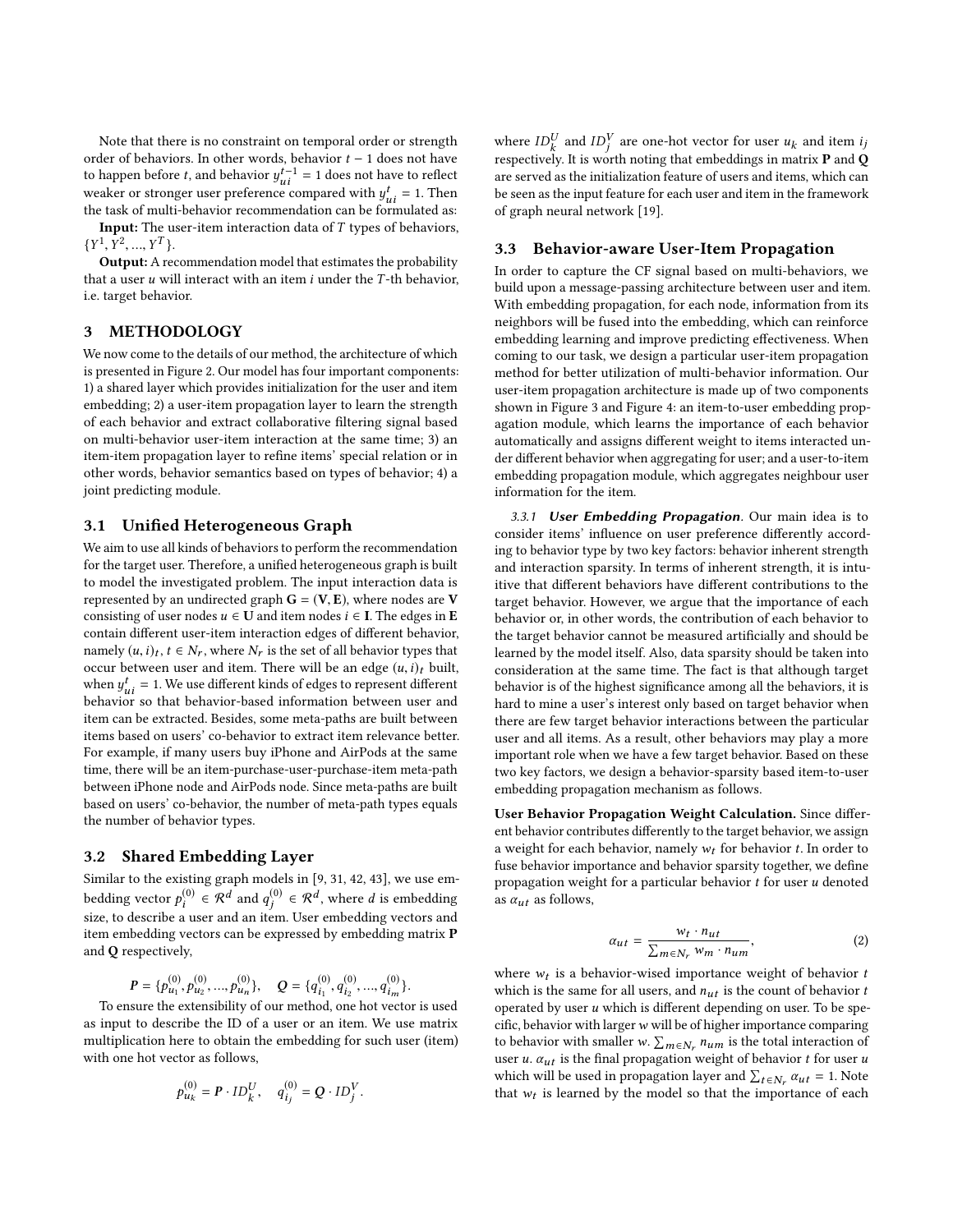Note that there is no constraint on temporal order or strength order of behaviors. In other words, behavior $t-1$ does not have to happen before $t$, and behavior $y_{ui}^{t-1} = 1$ does not have to reflect weaker or stronger user preference compared with $y_{ui}^{t} = 1$. Then the task of multi-behavior recommendation can be formulated as:

**Input:** The user-item interaction data of $T$ types of behaviors, $\{Y^1, Y^2, ..., Y^T\}$.

**Output:** A recommendation model that estimates the probability that a user $u$ will interact with an item $i$ under the $T$-th behavior, i.e. target behavior.

# 3 METHODOLOGY

We now come to the details of our method, the architecture of which is presented in Figure 2. Our model has four important components: 1) a shared layer which provides initialization for the user and item embedding; 2) a user-item propagation layer to learn the strength of each behavior and extract collaborative filtering signal based on multi-behavior user-item interaction at the same time; 3) an item-item propagation layer to refine items' special relation or in other words, behavior semantics based on types of behavior; 4) a joint predicting module.

## 3.1 Unified Heterogeneous Graph

We aim to use all kinds of behaviors to perform the recommendation for the target user. Therefore, a unified heterogeneous graph is built to model the investigated problem. The input interaction data is represented by an undirected graph $\mathbf{G} = (\mathbf{V}, \mathbf{E})$, where nodes are $\mathbf{V}$ consisting of user nodes $u \in \mathbf{U}$ and item nodes $i \in \mathbf{I}$. The edges in $\mathbf{E}$ contain different user-item interaction edges of different behavior, namely $(u, i)_t$, $t \in N_r$, where $N_r$ is the set of all behavior types that occur between user and item. There will be an edge $(u, i)_t$ built, when $y_{ui}^t = 1$. We use different kinds of edges to represent different behavior so that behavior-based information between user and item can be extracted. Besides, some meta-paths are built between items based on users' co-behavior to extract item relevance better. For example, if many users buy iPhone and AirPods at the same time, there will be an item-purchase-user-purchase-item meta-path between iPhone node and AirPods node. Since meta-paths are built based on users' co-behavior, the number of meta-path types equals the number of behavior types.

## 3.2 Shared Embedding Layer

Similar to the existing graph models in [9, 31, 42, 43], we use embedding vector $p_i^{(0)} \in \mathcal{R}^d$ and $q_j^{(0)} \in \mathcal{R}^d$, where $d$ is embedding size, to describe a user and an item. User embedding vectors and item embedding vectors can be expressed by embedding matrix $\mathbf{P}$ and $\mathbf{Q}$ respectively,

$$P = \{p_{u_1}^{(0)}, p_{u_2}^{(0)}, ..., p_{u_n}^{(0)}\}, \quad Q = \{q_{i_1}^{(0)}, q_{i_2}^{(0)}, ..., q_{i_m}^{(0)}\}.$$

To ensure the extensibility of our method, one hot vector is used as input to describe the ID of a user or an item. We use matrix multiplication here to obtain the embedding for such user (item) with one hot vector as follows,

$$p_{u_k}^{(0)} = P \cdot ID_k^U, \quad q_{i_j}^{(0)} = Q \cdot ID_j^V.$$

where $ID_k^U$ and $ID_j^V$ are one-hot vector for user $u_k$ and item $i_j$ respectively. It is worth noting that embeddings in matrix $\mathbf{P}$ and $\mathbf{Q}$ are served as the initialization feature of users and items, which can be seen as the input feature for each user and item in the framework of graph neural network [19].

## 3.3 Behavior-aware User-Item Propagation

In order to capture the CF signal based on multi-behaviors, we build upon a message-passing architecture between user and item. With embedding propagation, for each node, information from its neighbors will be fused into the embedding, which can reinforce embedding learning and improve predicting effectiveness. When coming to our task, we design a particular user-item propagation method for better utilization of multi-behavior information. Our user-item propagation architecture is made up of two components shown in Figure 3 and Figure 4: an item-to-user embedding propagation module, which learns the importance of each behavior automatically and assigns different weight to items interacted under different behavior when aggregating for user; and a user-to-item embedding propagation module, which aggregates neighbour user information for the item.

### 3.3.1 *User Embedding Propagation*

Our main idea is to consider items' influence on user preference differently according to behavior type by two key factors: behavior inherent strength and interaction sparsity. In terms of inherent strength, it is intuitive that different behaviors have different contributions to the target behavior. However, we argue that the importance of each behavior or, in other words, the contribution of each behavior to the target behavior cannot be measured artificially and should be learned by the model itself. Also, data sparsity should be taken into consideration at the same time. The fact is that although target behavior is of the highest significance among all the behaviors, it is hard to mine a user's interest only based on target behavior when there are few target behavior interactions between the particular user and all items. As a result, other behaviors may play a more important role when we have a few target behavior. Based on these two key factors, we design a behavior-sparsity based item-to-user embedding propagation mechanism as follows.

**User Behavior Propagation Weight Calculation.** Since different behavior contributes differently to the target behavior, we assign a weight for each behavior, namely $w_t$ for behavior $t$. In order to fuse behavior importance and behavior sparsity together, we define propagation weight for a particular behavior $t$ for user $u$ denoted as $\alpha_{ut}$ as follows,

$$\alpha_{ut} = \frac{w_t \cdot n_{ut}}{\sum_{m \in N_r} w_m \cdot n_{um}}, \tag{2}$$

where $w_t$ is a behavior-wised importance weight of behavior $t$ which is the same for all users, and $n_{ut}$ is the count of behavior $t$ operated by user $u$ which is different depending on user. To be specific, behavior with larger $w$ will be of higher importance comparing to behavior with smaller $w$. $\sum_{m \in N_r} n_{um}$ is the total interaction of user $u$. $\alpha_{ut}$ is the final propagation weight of behavior $t$ for user $u$ which will be used in propagation layer and $\sum_{t \in N_r} \alpha_{ut} = 1$. Note that $w_t$ is learned by the model so that the importance of each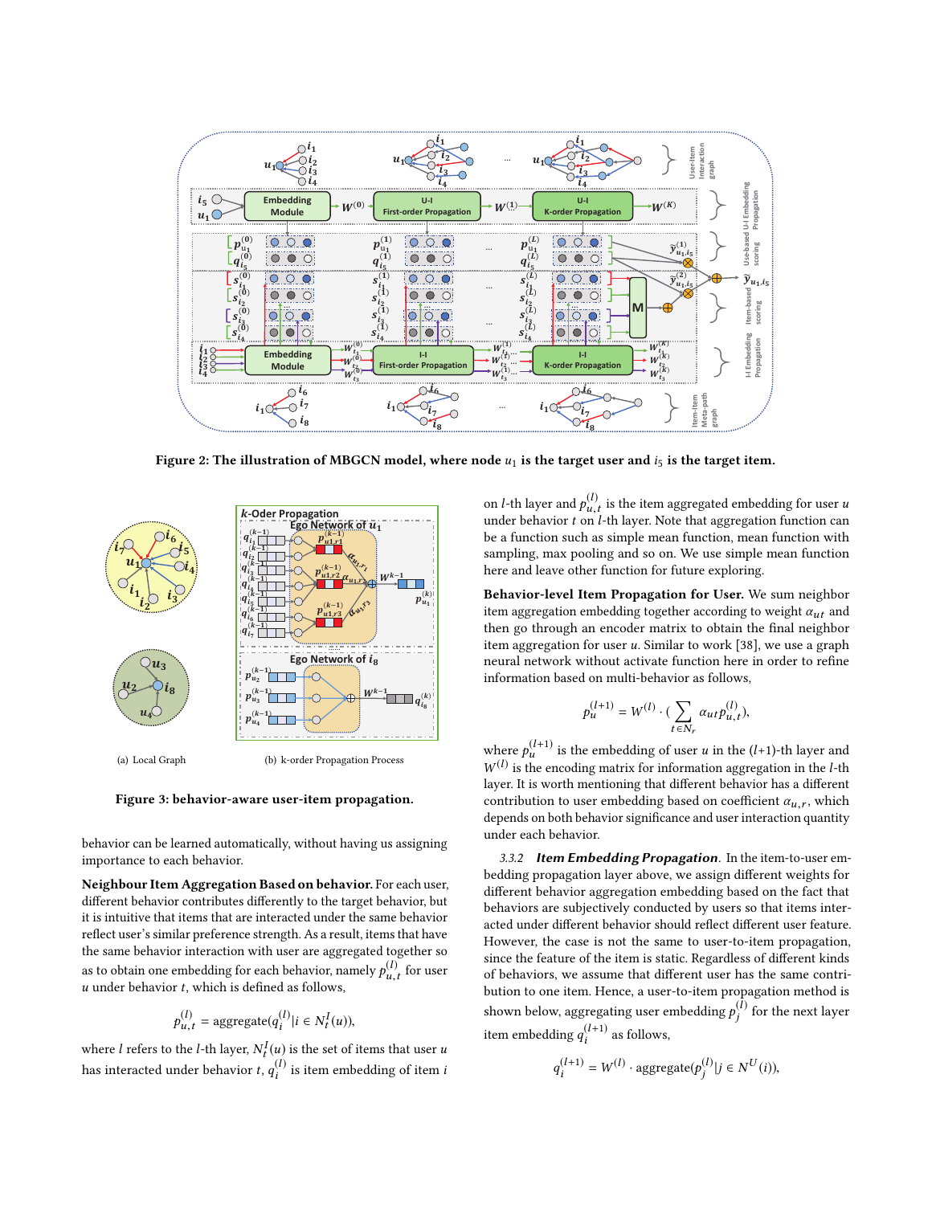Figure 2: The illustration of MBGCN model, where node $u_1$ is the target user and $i_5$ is the target item.

(a) Local Graph

(b) k-order Propagation Process

Figure 3: behavior-aware user-item propagation.

behavior can be learned automatically, without having us assigning importance to each behavior.

**Neighbour Item Aggregation Based on behavior.** For each user, different behavior contributes differently to the target behavior, but it is intuitive that items that are interacted under the same behavior reflect user's similar preference strength. As a result, items that have the same behavior interaction with user are aggregated together so as to obtain one embedding for each behavior, namely $p_{u,t}^{(l)}$ for user $u$ under behavior $t$, which is defined as follows,

$$p_{u,t}^{(l)} = \text{aggregate}(q_i^{(l)} | i \in N_t^I(u)),$$

where $l$ refers to the $l$-th layer, $N_t^I(u)$ is the set of items that user $u$ has interacted under behavior $t$, $q_i^{(l)}$ is item embedding of item $i$ on $l$-th layer and $p_{u,t}^{(l)}$ is the item aggregated embedding for user $u$ under behavior $t$ on $l$-th layer. Note that aggregation function can be a function such as simple mean function, mean function with sampling, max pooling and so on. We use simple mean function here and leave other function for future exploring.

**Behavior-level Item Propagation for User.** We sum neighbor item aggregation embedding together according to weight $\alpha_{ut}$ and then go through an encoder matrix to obtain the final neighbor item aggregation for user $u$. Similar to work [38], we use a graph neural network without activate function here in order to refine information based on multi-behavior as follows,

$$p_u^{(l+1)} = W^{(l)} \cdot (\sum_{t \in N_r} \alpha_{ut} p_{u,t}^{(l)}),$$

where $p_u^{(l+1)}$ is the embedding of user $u$ in the $(l+1)$-th layer and $W^{(l)}$ is the encoding matrix for information aggregation in the $l$-th layer. It is worth mentioning that different behavior has a different contribution to user embedding based on coefficient $\alpha_{u,r}$, which depends on both behavior significance and user interaction quantity under each behavior.

### 3.3.2 *Item Embedding Propagation*.

In the item-to-user embedding propagation layer above, we assign different weights for different behavior aggregation embedding based on the fact that behaviors are subjectively conducted by users so that items interacted under different behavior should reflect different user feature. However, the case is not the same to user-to-item propagation, since the feature of the item is static. Regardless of different kinds of behaviors, we assume that different user has the same contribution to one item. Hence, a user-to-item propagation method is shown below, aggregating user embedding $p_j^{(l)}$ for the next layer item embedding $q_i^{(l+1)}$ as follows,

$$q_i^{(l+1)} = W^{(l)} \cdot \text{aggregate}(p_j^{(l)} | j \in N^U(i)),$$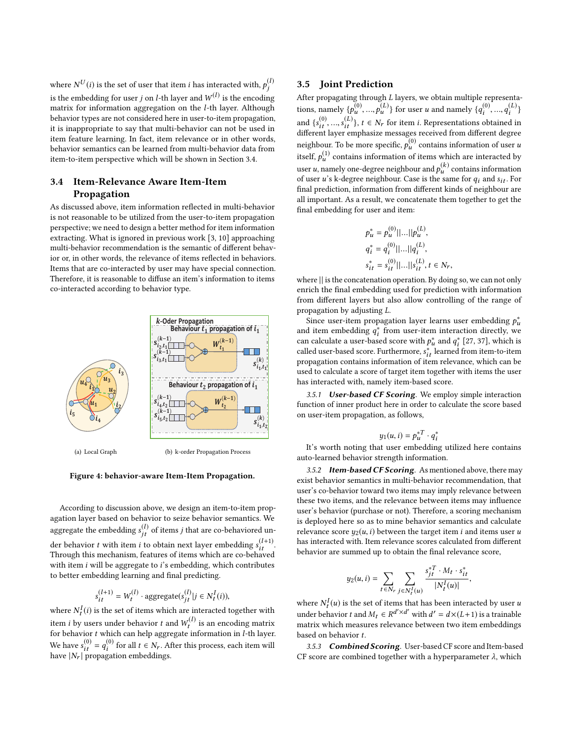where $N^U(i)$ is the set of user that item $i$ has interacted with, $p_j^{(l)}$ is the embedding for user $j$ on $l$-th layer and $W^{(l)}$ is the encoding matrix for information aggregation on the $l$-th layer. Although behavior types are not considered here in user-to-item propagation, it is inappropriate to say that multi-behavior can not be used in item feature learning. In fact, item relevance or in other words, behavior semantics can be learned from multi-behavior data from item-to-item perspective which will be shown in Section 3.4.

### 3.4 Item-Relevance Aware Item-Item Propagation

As discussed above, item information reflected in multi-behavior is not reasonable to be utilized from the user-to-item propagation perspective; we need to design a better method for item information extracting. What is ignored in previous work [3, 10] approaching multi-behavior recommendation is the semantic of different behavior or, in other words, the relevance of items reflected in behaviors. Items that are co-interacted by user may have special connection. Therefore, it is reasonable to diffuse an item's information to items co-interacted according to behavior type.

(a) Local Graph (b) k-order Propagation Process

**Figure 4: behavior-aware Item-Item Propagation.**

According to discussion above, we design an item-to-item propagation layer based on behavior to seize behavior semantics. We aggregate the embedding $s_{jt}^{(l)}$ of items $j$ that are co-behaviored under behavior $t$ with item $i$ to obtain next layer embedding $s_{it}^{(l+1)}$. Through this mechanism, features of items which are co-behaved with item $i$ will be aggregate to $i$'s embedding, which contributes to better embedding learning and final predicting.

$$s_{it}^{(l+1)} = W_t^{(l)} \cdot \text{aggregate}(s_{jt}^{(l)} | j \in N_t^I(i)),$$

where $N_t^I(i)$ is the set of items which are interacted together with item $i$ by users under behavior $t$ and $W_t^{(l)}$ is an encoding matrix for behavior $t$ which can help aggregate information in $l$-th layer. We have $s_{it}^{(0)} = q_i^{(0)}$ for all $t \in N_r$. After this process, each item will have $|N_r|$ propagation embeddings.

### 3.5 Joint Prediction

After propagating through $L$ layers, we obtain multiple representations, namely $\{p_u^{(0)}, ..., p_u^{(L)}\}$ for user $u$ and namely $\{q_i^{(0)}, ..., q_i^{(L)}\}$ and $\{s_{it}^{(0)}, ..., s_{it}^{(L)}\}$, $t \in N_r$ for item $i$. Representations obtained in different layer emphasize messages received from different degree neighbour. To be more specific, $p_u^{(0)}$ contains information of user $u$ itself, $p_u^{(1)}$ contains information of items which are interacted by user $u$, namely one-degree neighbour and $p_u^{(k)}$ contains information of user $u$'s k-degree neighbour. Case is the same for $q_i$ and $s_{it}$. For final prediction, information from different kinds of neighbour are all important. As a result, we concatenate them together to get the final embedding for user and item:

$$p_u^* = p_u^{(0)} || ... || p_u^{(L)},$$
$$q_i^* = q_i^{(0)} || ... || q_i^{(L)},$$
$$s_{it}^* = s_{it}^{(0)} || ... || s_{it}^{(L)}, t \in N_r,$$

where $||$ is the concatenation operation. By doing so, we can not only enrich the final embedding used for prediction with information from different layers but also allow controlling of the range of propagation by adjusting $L$.

Since user-item propagation layer learns user embedding $p_u^*$ and item embedding $q_i^*$ from user-item interaction directly, we can calculate a user-based score with $p_u^*$ and $q_i^*$ [27, 37], which is called user-based score. Furthermore, $s_{it}^*$ learned from item-to-item propagation contains information of item relevance, which can be used to calculate a score of target item together with items the user has interacted with, namely item-based score.

*3.5.1* ***User-based CF Scoring.*** We employ simple interaction function of inner product here in order to calculate the score based on user-item propagation, as follows,

$$y_1(u, i) = p_u^{*T} \cdot q_i^*$$

It's worth noting that user embedding utilized here contains auto-learned behavior strength information.

*3.5.2* ***Item-based CF Scoring.*** As mentioned above, there may exist behavior semantics in multi-behavior recommendation, that user's co-behavior toward two items may imply relevance between these two items, and the relevance between items may influence user's behavior (purchase or not). Therefore, a scoring mechanism is deployed here so as to mine behavior semantics and calculate relevance score $y_2(u, i)$ between the target item $i$ and items user $u$ has interacted with. Item relevance scores calculated from different behavior are summed up to obtain the final relevance score,

$$y_2(u, i) = \sum_{t \in N_r} \sum_{j \in N_t^I(u)} \frac{s_{jt}^{*T} \cdot M_t \cdot s_{it}^*}{|N_t^I(u)|},$$

where $N_t^I(u)$ is the set of items that has been interacted by user $u$ under behavior $t$ and $M_t \in R^{d' \times d'}$ with $d' = d \times (L+1)$ is a trainable matrix which measures relevance between two item embeddings based on behavior $t$.

*3.5.3* ***Combined Scoring.*** User-based CF score and Item-based CF score are combined together with a hyperparameter $\lambda$, which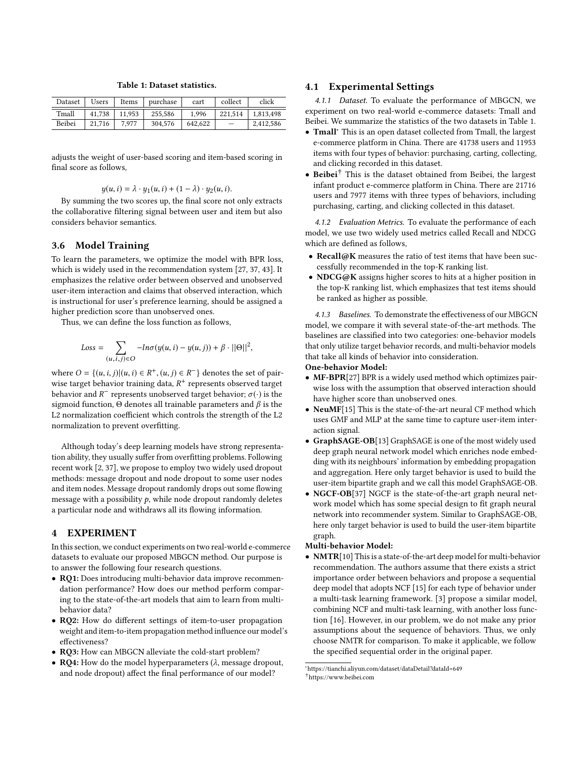Table 1: Dataset statistics.

| Dataset | Users | Items | purchase | cart | collect | click |
|---|---|---|---|---|---|---|
| Tmall | 41,738 | 11,953 | 255,586 | 1,996 | 221,514 | 1,813,498 |
| Beibei | 21,716 | 7,977 | 304,576 | 642,622 | — | 2,412,586 |

adjusts the weight of user-based scoring and item-based scoring in final score as follows,

$$y(u,i) = \lambda \cdot y_1(u,i) + (1-\lambda) \cdot y_2(u,i).$$

By summing the two scores up, the final score not only extracts the collaborative filtering signal between user and item but also considers behavior semantics.

## 3.6 Model Training

To learn the parameters, we optimize the model with BPR loss, which is widely used in the recommendation system [27, 37, 43]. It emphasizes the relative order between observed and unobserved user-item interaction and claims that observed interaction, which is instructional for user's preference learning, should be assigned a higher prediction score than unobserved ones.

Thus, we can define the loss function as follows,

$$Loss = \sum_{(u,i,j) \in O} -ln\sigma(y(u,i) - y(u,j)) + \beta \cdot ||\Theta||^2,$$

where $O = \{(u,i,j)|(u,i) \in R^+, (u,j) \in R^-\}$ denotes the set of pairwise target behavior training data, $R^+$ represents observed target behavior and $R^-$ represents unobserved target behavior; $\sigma(\cdot)$ is the sigmoid function, $\Theta$ denotes all trainable parameters and $\beta$ is the L2 normalization coefficient which controls the strength of the L2 normalization to prevent overfitting.

Although today's deep learning models have strong representation ability, they usually suffer from overfitting problems. Following recent work [2, 37], we propose to employ two widely used dropout methods: message dropout and node dropout to some user nodes and item nodes. Message dropout randomly drops out some flowing message with a possibility $p$, while node dropout randomly deletes a particular node and withdraws all its flowing information.

# 4 EXPERIMENT

In this section, we conduct experiments on two real-world e-commerce datasets to evaluate our proposed MBGCN method. Our purpose is to answer the following four research questions.

- **RQ1:** Does introducing multi-behavior data improve recommendation performance? How does our method perform comparing to the state-of-the-art models that aim to learn from multi-behavior data?
- **RQ2:** How do different settings of item-to-user propagation weight and item-to-item propagation method influence our model's effectiveness?
- **RQ3:** How can MBGCN alleviate the cold-start problem?
- **RQ4:** How do the model hyperparameters ($\lambda$, message dropout, and node dropout) affect the final performance of our model?

## 4.1 Experimental Settings

*4.1.1 Dataset.* To evaluate the performance of MBGCN, we experiment on two real-world e-commerce datasets: Tmall and Beibei. We summarize the statistics of the two datasets in Table 1.

- **Tmall**[*] This is an open dataset collected from Tmall, the largest e-commerce platform in China. There are 41738 users and 11953 items with four types of behavior: purchasing, carting, collecting, and clicking recorded in this dataset.
- **Beibei**[†] This is the dataset obtained from Beibei, the largest infant product e-commerce platform in China. There are 21716 users and 7977 items with three types of behaviors, including purchasing, carting, and clicking collected in this dataset.

*4.1.2 Evaluation Metrics.* To evaluate the performance of each model, we use two widely used metrics called Recall and NDCG which are defined as follows,

- **Recall@K** measures the ratio of test items that have been successfully recommended in the top-K ranking list.
- **NDCG@K** assigns higher scores to hits at a higher position in the top-K ranking list, which emphasizes that test items should be ranked as higher as possible.

*4.1.3 Baselines.* To demonstrate the effectiveness of our MBGCN model, we compare it with several state-of-the-art methods. The baselines are classified into two categories: one-behavior models that only utilize target behavior records, and multi-behavior models that take all kinds of behavior into consideration.

**One-behavior Model:**

- **MF-BPR**[27] BPR is a widely used method which optimizes pairwise loss with the assumption that observed interaction should have higher score than unobserved ones.
- **NeuMF**[15] This is the state-of-the-art neural CF method which uses GMF and MLP at the same time to capture user-item interaction signal.
- **GraphSAGE-OB**[13] GraphSAGE is one of the most widely used deep graph neural network model which enriches node embedding with its neighbours' information by embedding propagation and aggregation. Here only target behavior is used to build the user-item bipartite graph and we call this model GraphSAGE-OB.
- **NGCF-OB**[37] NGCF is the state-of-the-art graph neural network model which has some special design to fit graph neural network into recommender system. Similar to GraphSAGE-OB, here only target behavior is used to build the user-item bipartite graph.

**Multi-behavior Model:**

- **NMTR**[10] This is a state-of-the-art deep model for multi-behavior recommendation. The authors assume that there exists a strict importance order between behaviors and propose a sequential deep model that adopts NCF [15] for each type of behavior under a multi-task learning framework. [3] propose a similar model, combining NCF and multi-task learning, with another loss function [16]. However, in our problem, we do not make any prior assumptions about the sequence of behaviors. Thus, we only choose NMTR for comparison. To make it applicable, we follow the specified sequential order in the original paper.

[*] https://tianchi.aliyun.com/dataset/dataDetail?dataId=649
[†] https://www.beibei.com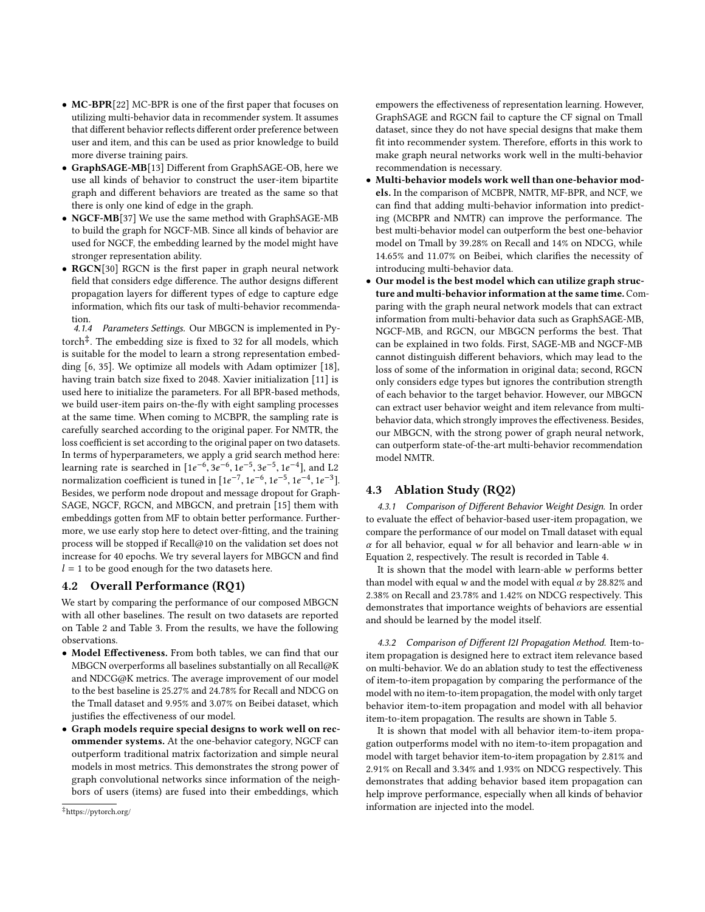- **MC-BPR**[22] MC-BPR is one of the first paper that focuses on utilizing multi-behavior data in recommender system. It assumes that different behavior reflects different order preference between user and item, and this can be used as prior knowledge to build more diverse training pairs.
- **GraphSAGE-MB**[13] Different from GraphSAGE-OB, here we use all kinds of behavior to construct the user-item bipartite graph and different behaviors are treated as the same so that there is only one kind of edge in the graph.
- **NGCF-MB**[37] We use the same method with GraphSAGE-MB to build the graph for NGCF-MB. Since all kinds of behavior are used for NGCF, the embedding learned by the model might have stronger representation ability.
- **RGCN**[30] RGCN is the first paper in graph neural network field that considers edge difference. The author designs different propagation layers for different types of edge to capture edge information, which fits our task of multi-behavior recommendation.

*4.1.4 Parameters Settings.* Our MBGCN is implemented in Pytorch[‡]. The embedding size is fixed to 32 for all models, which is suitable for the model to learn a strong representation embedding [6, 35]. We optimize all models with Adam optimizer [18], having train batch size fixed to 2048. Xavier initialization [11] is used here to initialize the parameters. For all BPR-based methods, we build user-item pairs on-the-fly with eight sampling processes at the same time. When coming to MCBPR, the sampling rate is carefully searched according to the original paper. For NMTR, the loss coefficient is set according to the original paper on two datasets. In terms of hyperparameters, we apply a grid search method here: learning rate is searched in $[1e^{-6}, 3e^{-6}, 1e^{-5}, 3e^{-5}, 1e^{-4}]$, and L2 normalization coefficient is tuned in $[1e^{-7}, 1e^{-6}, 1e^{-5}, 1e^{-4}, 1e^{-3}]$. Besides, we perform node dropout and message dropout for GraphSAGE, NGCF, RGCN, and MBGCN, and pretrain [15] them with embeddings gotten from MF to obtain better performance. Furthermore, we use early stop here to detect over-fitting, and the training process will be stopped if Recall@10 on the validation set does not increase for 40 epochs. We try several layers for MBGCN and find $l = 1$ to be good enough for the two datasets here.

## 4.2 Overall Performance (RQ1)

We start by comparing the performance of our composed MBGCN with all other baselines. The result on two datasets are reported on Table 2 and Table 3. From the results, we have the following observations.

- **Model Effectiveness.** From both tables, we can find that our MBGCN overperforms all baselines substantially on all Recall@K and NDCG@K metrics. The average improvement of our model to the best baseline is 25.27% and 24.78% for Recall and NDCG on the Tmall dataset and 9.95% and 3.07% on Beibei dataset, which justifies the effectiveness of our model.
- **Graph models require special designs to work well on recommender systems.** At the one-behavior category, NGCF can outperform traditional matrix factorization and simple neural models in most metrics. This demonstrates the strong power of graph convolutional networks since information of the neighbors of users (items) are fused into their embeddings, which empowers the effectiveness of representation learning. However, GraphSAGE and RGCN fail to capture the CF signal on Tmall dataset, since they do not have special designs that make them fit into recommender system. Therefore, efforts in this work to make graph neural networks work well in the multi-behavior recommendation is necessary.
- **Multi-behavior models work well than one-behavior models.** In the comparison of MCBPR, NMTR, MF-BPR, and NCF, we can find that adding multi-behavior information into predicting (MCBPR and NMTR) can improve the performance. The best multi-behavior model can outperform the best one-behavior model on Tmall by 39.28% on Recall and 14% on NDCG, while 14.65% and 11.07% on Beibei, which clarifies the necessity of introducing multi-behavior data.
- **Our model is the best model which can utilize graph structure and multi-behavior information at the same time.** Comparing with the graph neural network models that can extract information from multi-behavior data such as GraphSAGE-MB, NGCF-MB, and RGCN, our MBGCN performs the best. That can be explained in two folds. First, SAGE-MB and NGCF-MB cannot distinguish different behaviors, which may lead to the loss of some of the information in original data; second, RGCN only considers edge types but ignores the contribution strength of each behavior to the target behavior. However, our MBGCN can extract user behavior weight and item relevance from multi-behavior data, which strongly improves the effectiveness. Besides, our MBGCN, with the strong power of graph neural network, can outperform state-of-the-art multi-behavior recommendation model NMTR.

## 4.3 Ablation Study (RQ2)

*4.3.1 Comparison of Different Behavior Weight Design.* In order to evaluate the effect of behavior-based user-item propagation, we compare the performance of our model on Tmall dataset with equal $\alpha$ for all behavior, equal $w$ for all behavior and learn-able $w$ in Equation 2, respectively. The result is recorded in Table 4.

It is shown that the model with learn-able $w$ performs better than model with equal $w$ and the model with equal $\alpha$ by 28.82% and 2.38% on Recall and 23.78% and 1.42% on NDCG respectively. This demonstrates that importance weights of behaviors are essential and should be learned by the model itself.

*4.3.2 Comparison of Different I2I Propagation Method.* Item-to-item propagation is designed here to extract item relevance based on multi-behavior. We do an ablation study to test the effectiveness of item-to-item propagation by comparing the performance of the model with no item-to-item propagation, the model with only target behavior item-to-item propagation and model with all behavior item-to-item propagation. The results are shown in Table 5.

It is shown that model with all behavior item-to-item propagation outperforms model with no item-to-item propagation and model with target behavior item-to-item propagation by 2.81% and 2.91% on Recall and 3.34% and 1.93% on NDCG respectively. This demonstrates that adding behavior based item propagation can help improve performance, especially when all kinds of behavior information are injected into the model.

[‡] https://pytorch.org/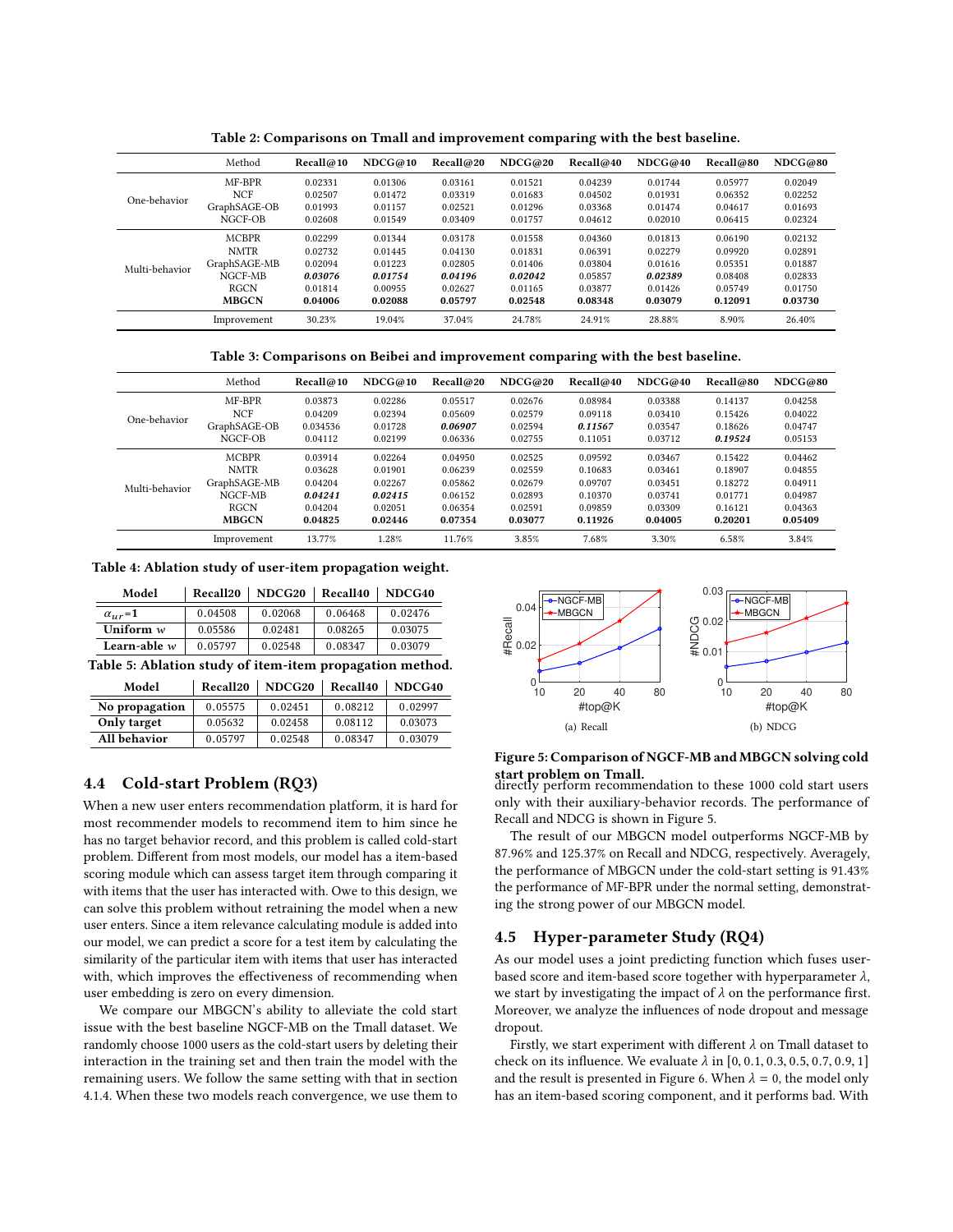Table 2: Comparisons on Tmall and improvement comparing with the best baseline.

| | Method | Recall@10 | NDCG@10 | Recall@20 | NDCG@20 | Recall@40 | NDCG@40 | Recall@80 | NDCG@80 |
|---|---|---|---|---|---|---|---|---|---|
| One-behavior | MF-BPR | 0.02331 | 0.01306 | 0.03161 | 0.01521 | 0.04239 | 0.01744 | 0.05977 | 0.02049 |
| | NCF | 0.02507 | 0.01472 | 0.03319 | 0.01683 | 0.04502 | 0.01931 | 0.06352 | 0.02252 |
| | GraphSAGE-OB | 0.01993 | 0.01157 | 0.02521 | 0.01296 | 0.03368 | 0.01474 | 0.04617 | 0.01693 |
| | NGCF-OB | 0.02608 | 0.01549 | 0.03409 | 0.01757 | 0.04612 | 0.02010 | 0.06415 | 0.02324 |
| Multi-behavior | MCBPR | 0.02299 | 0.01344 | 0.03178 | 0.01558 | 0.04360 | 0.01813 | 0.06190 | 0.02132 |
| | NMTR | 0.02732 | 0.01445 | 0.04130 | 0.01831 | 0.06391 | 0.02279 | 0.09920 | 0.02891 |
| | GraphSAGE-MB | 0.02094 | 0.01223 | 0.02805 | 0.01406 | 0.03804 | 0.01616 | 0.05351 | 0.01887 |
| | NGCF-MB | ***0.03076*** | ***0.01754*** | ***0.04196*** | ***0.02042*** | 0.05857 | ***0.02389*** | 0.08408 | 0.02833 |
| | RGCN | 0.01814 | 0.00955 | 0.02627 | 0.01165 | 0.03877 | 0.01426 | 0.05749 | 0.01750 |
| | **MBGCN** | **0.04006** | **0.02088** | **0.05797** | **0.02548** | **0.08348** | **0.03079** | **0.12091** | **0.03730** |
| | Improvement | 30.23% | 19.04% | 37.04% | 24.78% | 24.91% | 28.88% | 8.90% | 26.40% |

Table 3: Comparisons on Beibei and improvement comparing with the best baseline.

| | Method | Recall@10 | NDCG@10 | Recall@20 | NDCG@20 | Recall@40 | NDCG@40 | Recall@80 | NDCG@80 |
|---|---|---|---|---|---|---|---|---|---|
| One-behavior | MF-BPR | 0.03873 | 0.02286 | 0.05517 | 0.02676 | 0.08984 | 0.03388 | 0.14137 | 0.04258 |
| | NCF | 0.04209 | 0.02394 | 0.05609 | 0.02579 | 0.09118 | 0.03410 | 0.15426 | 0.04022 |
| | GraphSAGE-OB | 0.034536 | 0.01728 | ***0.06907*** | 0.02594 | ***0.11567*** | 0.03547 | 0.18626 | 0.04747 |
| | NGCF-OB | 0.04112 | 0.02199 | 0.06336 | 0.02755 | 0.11051 | 0.03712 | ***0.19524*** | 0.05153 |
| Multi-behavior | MCBPR | 0.03914 | 0.02264 | 0.04950 | 0.02525 | 0.09592 | 0.03467 | 0.15422 | 0.04462 |
| | NMTR | 0.03628 | 0.01901 | 0.06239 | 0.02559 | 0.10683 | 0.03461 | 0.18907 | 0.04855 |
| | GraphSAGE-MB | 0.04204 | 0.02267 | 0.05862 | 0.02679 | 0.09707 | 0.03451 | 0.18272 | 0.04911 |
| | NGCF-MB | ***0.04241*** | ***0.02415*** | 0.06152 | 0.02893 | 0.10370 | 0.03741 | 0.01771 | 0.04987 |
| | RGCN | 0.04204 | 0.02051 | 0.06354 | 0.02591 | 0.09859 | 0.03309 | 0.16121 | 0.04363 |
| | **MBGCN** | **0.04825** | **0.02446** | **0.07354** | **0.03077** | **0.11926** | **0.04005** | **0.20201** | **0.05409** |
| | Improvement | 13.77% | 1.28% | 11.76% | 3.85% | 7.68% | 3.30% | 6.58% | 3.84% |

Table 4: Ablation study of user-item propagation weight.

| Model | Recall20 | NDCG20 | Recall40 | NDCG40 |
|---|---|---|---|---|
| $\alpha_{ur}$=1 | 0.04508 | 0.02068 | 0.06468 | 0.02476 |
| **Uniform** $w$ | 0.05586 | 0.02481 | 0.08265 | 0.03075 |
| **Learn-able** $w$ | 0.05797 | 0.02548 | 0.08347 | 0.03079 |

Table 5: Ablation study of item-item propagation method.

| Model | Recall20 | NDCG20 | Recall40 | NDCG40 |
|---|---|---|---|---|
| **No propagation** | 0.05575 | 0.02451 | 0.08212 | 0.02997 |
| **Only target** | 0.05632 | 0.02458 | 0.08112 | 0.03073 |
| **All behavior** | 0.05797 | 0.02548 | 0.08347 | 0.03079 |

(a) Recall (b) NDCG

**Figure 5: Comparison of NGCF-MB and MBGCN solving cold start problem on Tmall.**

## 4.4 Cold-start Problem (RQ3)

When a new user enters recommendation platform, it is hard for most recommender models to recommend item to him since he has no target behavior record, and this problem is called cold-start problem. Different from most models, our model has a item-based scoring module which can assess target item through comparing it with items that the user has interacted with. Owe to this design, we can solve this problem without retraining the model when a new user enters. Since a item relevance calculating module is added into our model, we can predict a score for a test item by calculating the similarity of the particular item with items that user has interacted with, which improves the effectiveness of recommending when user embedding is zero on every dimension.

We compare our MBGCN's ability to alleviate the cold start issue with the best baseline NGCF-MB on the Tmall dataset. We randomly choose 1000 users as the cold-start users by deleting their interaction in the training set and then train the model with the remaining users. We follow the same setting with that in section 4.1.4. When these two models reach convergence, we use them to directly perform recommendation to these 1000 cold start users only with their auxiliary-behavior records. The performance of Recall and NDCG is shown in Figure 5.

The result of our MBGCN model outperforms NGCF-MB by 87.96% and 125.37% on Recall and NDCG, respectively. Averagely, the performance of MBGCN under the cold-start setting is 91.43% the performance of MF-BPR under the normal setting, demonstrating the strong power of our MBGCN model.

## 4.5 Hyper-parameter Study (RQ4)

As our model uses a joint predicting function which fuses user-based score and item-based score together with hyperparameter $\lambda$, we start by investigating the impact of $\lambda$ on the performance first. Moreover, we analyze the influences of node dropout and message dropout.

Firstly, we start experiment with different $\lambda$ on Tmall dataset to check on its influence. We evaluate $\lambda$ in [0, 0.1, 0.3, 0.5, 0.7, 0.9, 1] and the result is presented in Figure 6. When $\lambda = 0$, the model only has an item-based scoring component, and it performs bad. With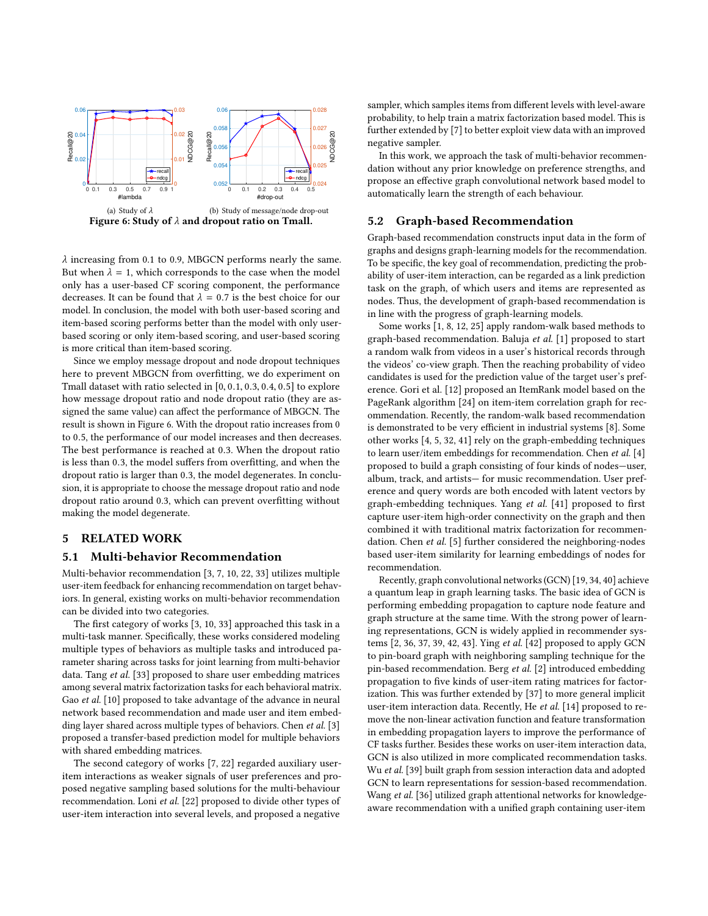(a) Study of $\lambda$ (b) Study of message/node drop-out

**Figure 6: Study of $\lambda$ and dropout ratio on Tmall.**

$\lambda$ increasing from 0.1 to 0.9, MBGCN performs nearly the same. But when $\lambda = 1$, which corresponds to the case when the model only has a user-based CF scoring component, the performance decreases. It can be found that $\lambda = 0.7$ is the best choice for our model. In conclusion, the model with both user-based scoring and item-based scoring performs better than the model with only user-based scoring or only item-based scoring, and user-based scoring is more critical than item-based scoring.

Since we employ message dropout and node dropout techniques here to prevent MBGCN from overfitting, we do experiment on Tmall dataset with ratio selected in [0, 0.1, 0.3, 0.4, 0.5] to explore how message dropout ratio and node dropout ratio (they are assigned the same value) can affect the performance of MBGCN. The result is shown in Figure 6. With the dropout ratio increases from 0 to 0.5, the performance of our model increases and then decreases. The best performance is reached at 0.3. When the dropout ratio is less than 0.3, the model suffers from overfitting, and when the dropout ratio is larger than 0.3, the model degenerates. In conclusion, it is appropriate to choose the message dropout ratio and node dropout ratio around 0.3, which can prevent overfitting without making the model degenerate.

## 5 RELATED WORK

### 5.1 Multi-behavior Recommendation

Multi-behavior recommendation [3, 7, 10, 22, 33] utilizes multiple user-item feedback for enhancing recommendation on target behaviors. In general, existing works on multi-behavior recommendation can be divided into two categories.

The first category of works [3, 10, 33] approached this task in a multi-task manner. Specifically, these works considered modeling multiple types of behaviors as multiple tasks and introduced parameter sharing across tasks for joint learning from multi-behavior data. Tang *et al.* [33] proposed to share user embedding matrices among several matrix factorization tasks for each behavioral matrix. Gao *et al.* [10] proposed to take advantage of the advance in neural network based recommendation and made user and item embedding layer shared across multiple types of behaviors. Chen *et al.* [3] proposed a transfer-based prediction model for multiple behaviors with shared embedding matrices.

The second category of works [7, 22] regarded auxiliary user-item interactions as weaker signals of user preferences and proposed negative sampling based solutions for the multi-behaviour recommendation. Loni *et al.* [22] proposed to divide other types of user-item interaction into several levels, and proposed a negative sampler, which samples items from different levels with level-aware probability, to help train a matrix factorization based model. This is further extended by [7] to better exploit view data with an improved negative sampler.

In this work, we approach the task of multi-behavior recommendation without any prior knowledge on preference strengths, and propose an effective graph convolutional network based model to automatically learn the strength of each behaviour.

### 5.2 Graph-based Recommendation

Graph-based recommendation constructs input data in the form of graphs and designs graph-learning models for the recommendation. To be specific, the key goal of recommendation, predicting the probability of user-item interaction, can be regarded as a link prediction task on the graph, of which users and items are represented as nodes. Thus, the development of graph-based recommendation is in line with the progress of graph-learning models.

Some works [1, 8, 12, 25] apply random-walk based methods to graph-based recommendation. Baluja *et al.* [1] proposed to start a random walk from videos in a user's historical records through the videos' co-view graph. Then the reaching probability of video candidates is used for the prediction value of the target user's preference. Gori et al. [12] proposed an ItemRank model based on the PageRank algorithm [24] on item-item correlation graph for recommendation. Recently, the random-walk based recommendation is demonstrated to be very efficient in industrial systems [8]. Some other works [4, 5, 32, 41] rely on the graph-embedding techniques to learn user/item embeddings for recommendation. Chen *et al.* [4] proposed to build a graph consisting of four kinds of nodes—user, album, track, and artists— for music recommendation. User preference and query words are both encoded with latent vectors by graph-embedding techniques. Yang *et al.* [41] proposed to first capture user-item high-order connectivity on the graph and then combined it with traditional matrix factorization for recommendation. Chen *et al.* [5] further considered the neighboring-nodes based user-item similarity for learning embeddings of nodes for recommendation.

Recently, graph convolutional networks (GCN) [19, 34, 40] achieve a quantum leap in graph learning tasks. The basic idea of GCN is performing embedding propagation to capture node feature and graph structure at the same time. With the strong power of learning representations, GCN is widely applied in recommender systems [2, 36, 37, 39, 42, 43]. Ying *et al.* [42] proposed to apply GCN to pin-board graph with neighboring sampling technique for the pin-based recommendation. Berg *et al.* [2] introduced embedding propagation to five kinds of user-item rating matrices for factorization. This was further extended by [37] to more general implicit user-item interaction data. Recently, He *et al.* [14] proposed to remove the non-linear activation function and feature transformation in embedding propagation layers to improve the performance of CF tasks further. Besides these works on user-item interaction data, GCN is also utilized in more complicated recommendation tasks. Wu *et al.* [39] built graph from session interaction data and adopted GCN to learn representations for session-based recommendation. Wang *et al.* [36] utilized graph attentional networks for knowledge-aware recommendation with a unified graph containing user-item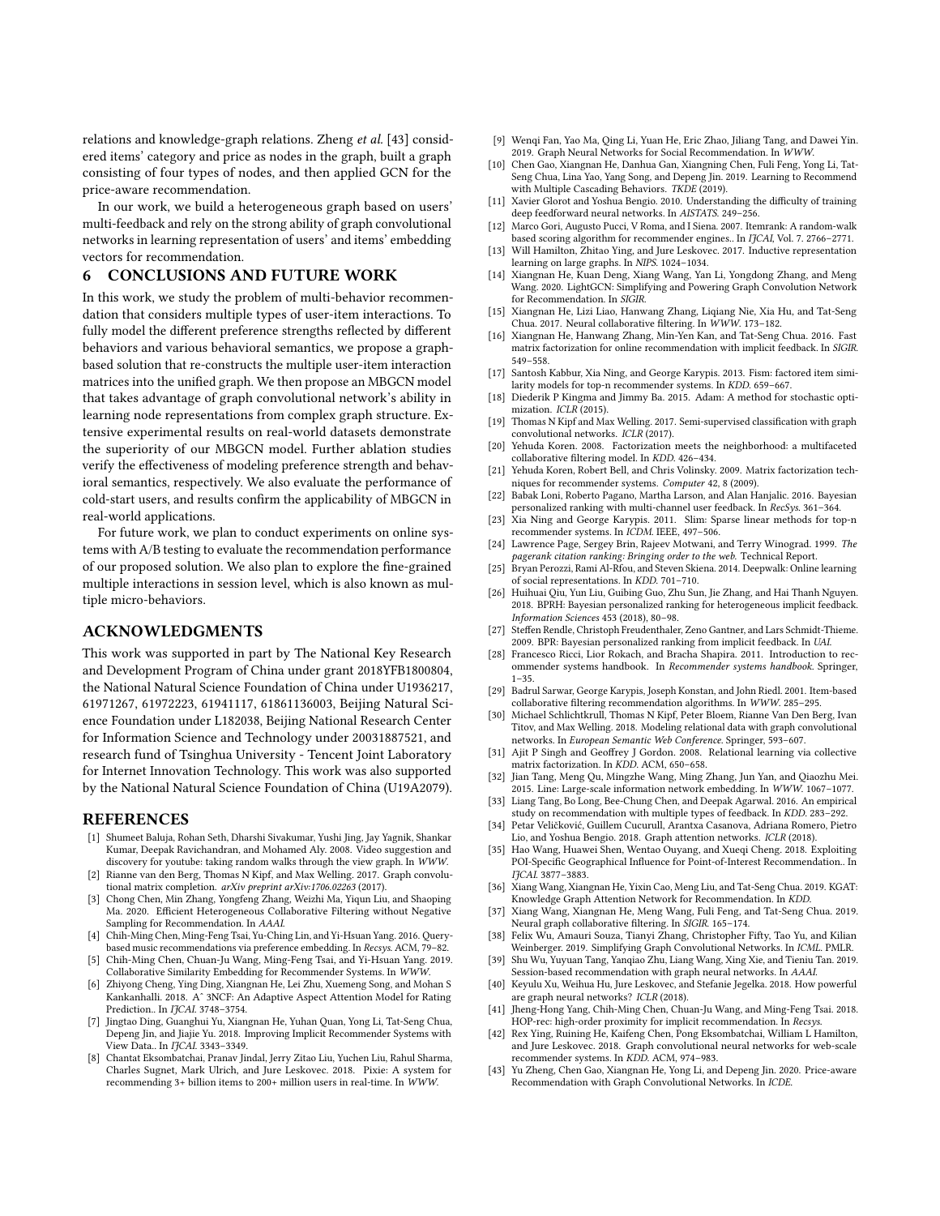relations and knowledge-graph relations. Zheng *et al.* [43] considered items' category and price as nodes in the graph, built a graph consisting of four types of nodes, and then applied GCN for the price-aware recommendation.

In our work, we build a heterogeneous graph based on users' multi-feedback and rely on the strong ability of graph convolutional networks in learning representation of users' and items' embedding vectors for recommendation.

## 6 CONCLUSIONS AND FUTURE WORK

In this work, we study the problem of multi-behavior recommendation that considers multiple types of user-item interactions. To fully model the different preference strengths reflected by different behaviors and various behavioral semantics, we propose a graph-based solution that re-constructs the multiple user-item interaction matrices into the unified graph. We then propose an MBGCN model that takes advantage of graph convolutional network's ability in learning node representations from complex graph structure. Extensive experimental results on real-world datasets demonstrate the superiority of our MBGCN model. Further ablation studies verify the effectiveness of modeling preference strength and behavioral semantics, respectively. We also evaluate the performance of cold-start users, and results confirm the applicability of MBGCN in real-world applications.

For future work, we plan to conduct experiments on online systems with A/B testing to evaluate the recommendation performance of our proposed solution. We also plan to explore the fine-grained multiple interactions in session level, which is also known as multiple micro-behaviors.

## ACKNOWLEDGMENTS

This work was supported in part by The National Key Research and Development Program of China under grant 2018YFB1800804, the National Natural Science Foundation of China under U1936217, 61971267, 61972223, 61941117, 61861136003, Beijing Natural Science Foundation under L182038, Beijing National Research Center for Information Science and Technology under 20031887521, and research fund of Tsinghua University - Tencent Joint Laboratory for Internet Innovation Technology. This work was also supported by the National Natural Science Foundation of China (U19A2079).

## REFERENCES

- [1] Shumeet Baluja, Rohan Seth, Dharshi Sivakumar, Yushi Jing, Jay Yagnik, Shankar Kumar, Deepak Ravichandran, and Mohamed Aly. 2008. Video suggestion and discovery for youtube: taking random walks through the view graph. In *WWW*.
- [2] Rianne van den Berg, Thomas N Kipf, and Max Welling. 2017. Graph convolutional matrix completion. *arXiv preprint arXiv:1706.02263* (2017).
- [3] Chong Chen, Min Zhang, Yongfeng Zhang, Weizhi Ma, Yiqun Liu, and Shaoping Ma. 2020. Efficient Heterogeneous Collaborative Filtering without Negative Sampling for Recommendation. In *AAAI*.
- [4] Chih-Ming Chen, Ming-Feng Tsai, Yu-Ching Lin, and Yi-Hsuan Yang. 2016. Query-based music recommendations via preference embedding. In *Recsys*. ACM, 79–82.
- [5] Chih-Ming Chen, Chuan-Ju Wang, Ming-Feng Tsai, and Yi-Hsuan Yang. 2019. Collaborative Similarity Embedding for Recommender Systems. In *WWW*.
- [6] Zhiyong Cheng, Ying Ding, Xiangnan He, Lei Zhu, Xuemeng Song, and Mohan S Kankanhalli. 2018. Aˆ 3NCF: An Adaptive Aspect Attention Model for Rating Prediction.. In *IJCAI*. 3748–3754.
- [7] Jingtao Ding, Guanghui Yu, Xiangnan He, Yuhan Quan, Yong Li, Tat-Seng Chua, Depeng Jin, and Jiajie Yu. 2018. Improving Implicit Recommender Systems with View Data.. In *IJCAI*. 3343–3349.
- [8] Chantat Eksombatchai, Pranav Jindal, Jerry Zitao Liu, Yuchen Liu, Rahul Sharma, Charles Sugnet, Mark Ulrich, and Jure Leskovec. 2018. Pixie: A system for recommending 3+ billion items to 200+ million users in real-time. In *WWW*.
- [9] Wenqi Fan, Yao Ma, Qing Li, Yuan He, Eric Zhao, Jiliang Tang, and Dawei Yin. 2019. Graph Neural Networks for Social Recommendation. In *WWW*.
- [10] Chen Gao, Xiangnan He, Danhua Gan, Xiangning Chen, Fuli Feng, Yong Li, Tat-Seng Chua, Lina Yao, Yang Song, and Depeng Jin. 2019. Learning to Recommend with Multiple Cascading Behaviors. *TKDE* (2019).
- [11] Xavier Glorot and Yoshua Bengio. 2010. Understanding the difficulty of training deep feedforward neural networks. In *AISTATS*. 249–256.
- [12] Marco Gori, Augusto Pucci, V Roma, and I Siena. 2007. Itemrank: A random-walk based scoring algorithm for recommender engines.. In *IJCAI*, Vol. 7. 2766–2771.
- [13] Will Hamilton, Zhitao Ying, and Jure Leskovec. 2017. Inductive representation learning on large graphs. In *NIPS*. 1024–1034.
- [14] Xiangnan He, Kuan Deng, Xiang Wang, Yan Li, Yongdong Zhang, and Meng Wang. 2020. LightGCN: Simplifying and Powering Graph Convolution Network for Recommendation. In *SIGIR*.
- [15] Xiangnan He, Lizi Liao, Hanwang Zhang, Liqiang Nie, Xia Hu, and Tat-Seng Chua. 2017. Neural collaborative filtering. In *WWW*. 173–182.
- [16] Xiangnan He, Hanwang Zhang, Min-Yen Kan, and Tat-Seng Chua. 2016. Fast matrix factorization for online recommendation with implicit feedback. In *SIGIR*. 549–558.
- [17] Santosh Kabbur, Xia Ning, and George Karypis. 2013. Fism: factored item similarity models for top-n recommender systems. In *KDD*. 659–667.
- [18] Diederik P Kingma and Jimmy Ba. 2015. Adam: A method for stochastic optimization. *ICLR* (2015).
- [19] Thomas N Kipf and Max Welling. 2017. Semi-supervised classification with graph convolutional networks. *ICLR* (2017).
- [20] Yehuda Koren. 2008. Factorization meets the neighborhood: a multifaceted collaborative filtering model. In *KDD*. 426–434.
- [21] Yehuda Koren, Robert Bell, and Chris Volinsky. 2009. Matrix factorization techniques for recommender systems. *Computer* 42, 8 (2009).
- [22] Babak Loni, Roberto Pagano, Martha Larson, and Alan Hanjalic. 2016. Bayesian personalized ranking with multi-channel user feedback. In *RecSys*. 361–364.
- [23] Xia Ning and George Karypis. 2011. Slim: Sparse linear methods for top-n recommender systems. In *ICDM*. IEEE, 497–506.
- [24] Lawrence Page, Sergey Brin, Rajeev Motwani, and Terry Winograd. 1999. *The pagerank citation ranking: Bringing order to the web.* Technical Report.
- [25] Bryan Perozzi, Rami Al-Rfou, and Steven Skiena. 2014. Deepwalk: Online learning of social representations. In *KDD*. 701–710.
- [26] Huihuai Qiu, Yun Liu, Guibing Guo, Zhu Sun, Jie Zhang, and Hai Thanh Nguyen. 2018. BPRH: Bayesian personalized ranking for heterogeneous implicit feedback. *Information Sciences* 453 (2018), 80–98.
- [27] Steffen Rendle, Christoph Freudenthaler, Zeno Gantner, and Lars Schmidt-Thieme. 2009. BPR: Bayesian personalized ranking from implicit feedback. In *UAI*.
- [28] Francesco Ricci, Lior Rokach, and Bracha Shapira. 2011. Introduction to recommender systems handbook. In *Recommender systems handbook*. Springer, 1–35.
- [29] Badrul Sarwar, George Karypis, Joseph Konstan, and John Riedl. 2001. Item-based collaborative filtering recommendation algorithms. In *WWW*. 285–295.
- [30] Michael Schlichtkrull, Thomas N Kipf, Peter Bloem, Rianne Van Den Berg, Ivan Titov, and Max Welling. 2018. Modeling relational data with graph convolutional networks. In *European Semantic Web Conference*. Springer, 593–607.
- [31] Ajit P Singh and Geoffrey J Gordon. 2008. Relational learning via collective matrix factorization. In *KDD*. ACM, 650–658.
- [32] Jian Tang, Meng Qu, Mingzhe Wang, Ming Zhang, Jun Yan, and Qiaozhu Mei. 2015. Line: Large-scale information network embedding. In *WWW*. 1067–1077.
- [33] Liang Tang, Bo Long, Bee-Chung Chen, and Deepak Agarwal. 2016. An empirical study on recommendation with multiple types of feedback. In *KDD*. 283–292.
- [34] Petar Veličković, Guillem Cucurull, Arantxa Casanova, Adriana Romero, Pietro Lio, and Yoshua Bengio. 2018. Graph attention networks. *ICLR* (2018).
- [35] Hao Wang, Huawei Shen, Wentao Ouyang, and Xueqi Cheng. 2018. Exploiting POI-Specific Geographical Influence for Point-of-Interest Recommendation.. In *IJCAI*. 3877–3883.
- [36] Xiang Wang, Xiangnan He, Yixin Cao, Meng Liu, and Tat-Seng Chua. 2019. KGAT: Knowledge Graph Attention Network for Recommendation. In *KDD*.
- [37] Xiang Wang, Xiangnan He, Meng Wang, Fuli Feng, and Tat-Seng Chua. 2019. Neural graph collaborative filtering. In *SIGIR*. 165–174.
- [38] Felix Wu, Amauri Souza, Tianyi Zhang, Christopher Fifty, Tao Yu, and Kilian Weinberger. 2019. Simplifying Graph Convolutional Networks. In *ICML*. PMLR.
- [39] Shu Wu, Yuyuan Tang, Yanqiao Zhu, Liang Wang, Xing Xie, and Tieniu Tan. 2019. Session-based recommendation with graph neural networks. In *AAAI*.
- [40] Keyulu Xu, Weihua Hu, Jure Leskovec, and Stefanie Jegelka. 2018. How powerful are graph neural networks? *ICLR* (2018).
- [41] Jheng-Hong Yang, Chih-Ming Chen, Chuan-Ju Wang, and Ming-Feng Tsai. 2018. HOP-rec: high-order proximity for implicit recommendation. In *Recsys*.
- [42] Rex Ying, Ruining He, Kaifeng Chen, Pong Eksombatchai, William L Hamilton, and Jure Leskovec. 2018. Graph convolutional neural networks for web-scale recommender systems. In *KDD*. ACM, 974–983.
- [43] Yu Zheng, Chen Gao, Xiangnan He, Yong Li, and Depeng Jin. 2020. Price-aware Recommendation with Graph Convolutional Networks. In *ICDE*.